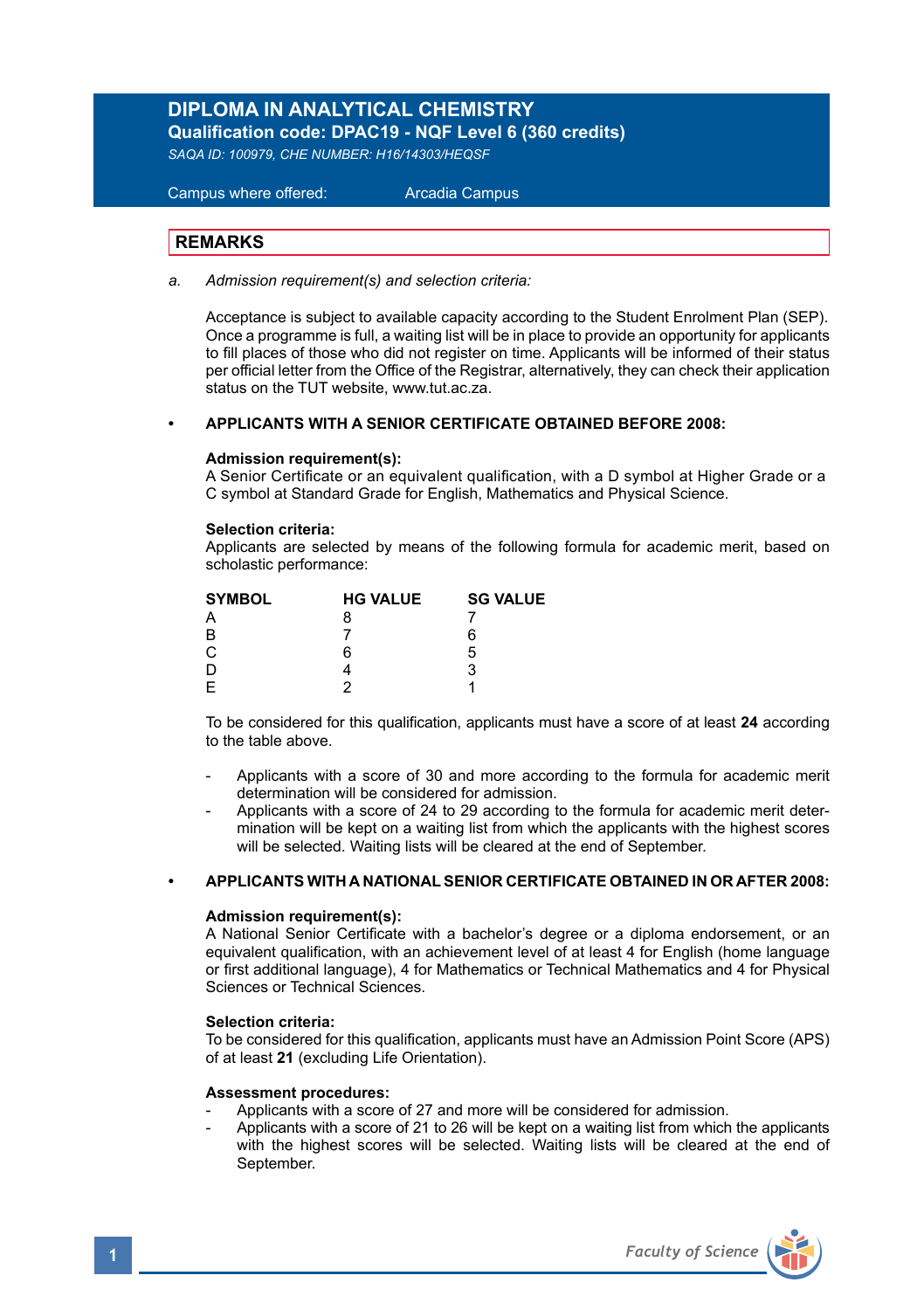# DIPLOMA IN ANALYTICAL CHEMISTRY

**Qualification code: DPAC19 - NQF Level 6 (360 credits)**

*SAQA ID: 100979, CHE NUMBER: H16/14303/HEQSF*

Campus where offered: Arcadia Campus

## REMARKS

a. *Admission requirement(s) and selection criteria:*

Acceptance is subject to available capacity according to the Student Enrolment Plan (SEP). Once a programme is full, a waiting list will be in place to provide an opportunity for applicants to fill places of those who did not register on time. Applicants will be informed of their status per official letter from the Office of the Registrar, alternatively, they can check their application status on the TUT website, www.tut.ac.za.

- **APPLICANTS WITH A SENIOR CERTIFICATE OBTAINED BEFORE 2008:**

**Admission requirement(s):**
A Senior Certificate or an equivalent qualification, with a D symbol at Higher Grade or a C symbol at Standard Grade for English, Mathematics and Physical Science.

**Selection criteria:**
Applicants are selected by means of the following formula for academic merit, based on scholastic performance:

| SYMBOL | HG VALUE | SG VALUE |
|---|---|---|
| A | 8 | 7 |
| B | 7 | 6 |
| C | 6 | 5 |
| D | 4 | 3 |
| E | 2 | 1 |

To be considered for this qualification, applicants must have a score of at least **24** according to the table above.

- Applicants with a score of 30 and more according to the formula for academic merit determination will be considered for admission.
- Applicants with a score of 24 to 29 according to the formula for academic merit determination will be kept on a waiting list from which the applicants with the highest scores will be selected. Waiting lists will be cleared at the end of September.

- **APPLICANTS WITH A NATIONAL SENIOR CERTIFICATE OBTAINED IN OR AFTER 2008:**

**Admission requirement(s):**
A National Senior Certificate with a bachelor's degree or a diploma endorsement, or an equivalent qualification, with an achievement level of at least 4 for English (home language or first additional language), 4 for Mathematics or Technical Mathematics and 4 for Physical Sciences or Technical Sciences.

**Selection criteria:**
To be considered for this qualification, applicants must have an Admission Point Score (APS) of at least **21** (excluding Life Orientation).

**Assessment procedures:**
- Applicants with a score of 27 and more will be considered for admission.
- Applicants with a score of 21 to 26 will be kept on a waiting list from which the applicants with the highest scores will be selected. Waiting lists will be cleared at the end of September.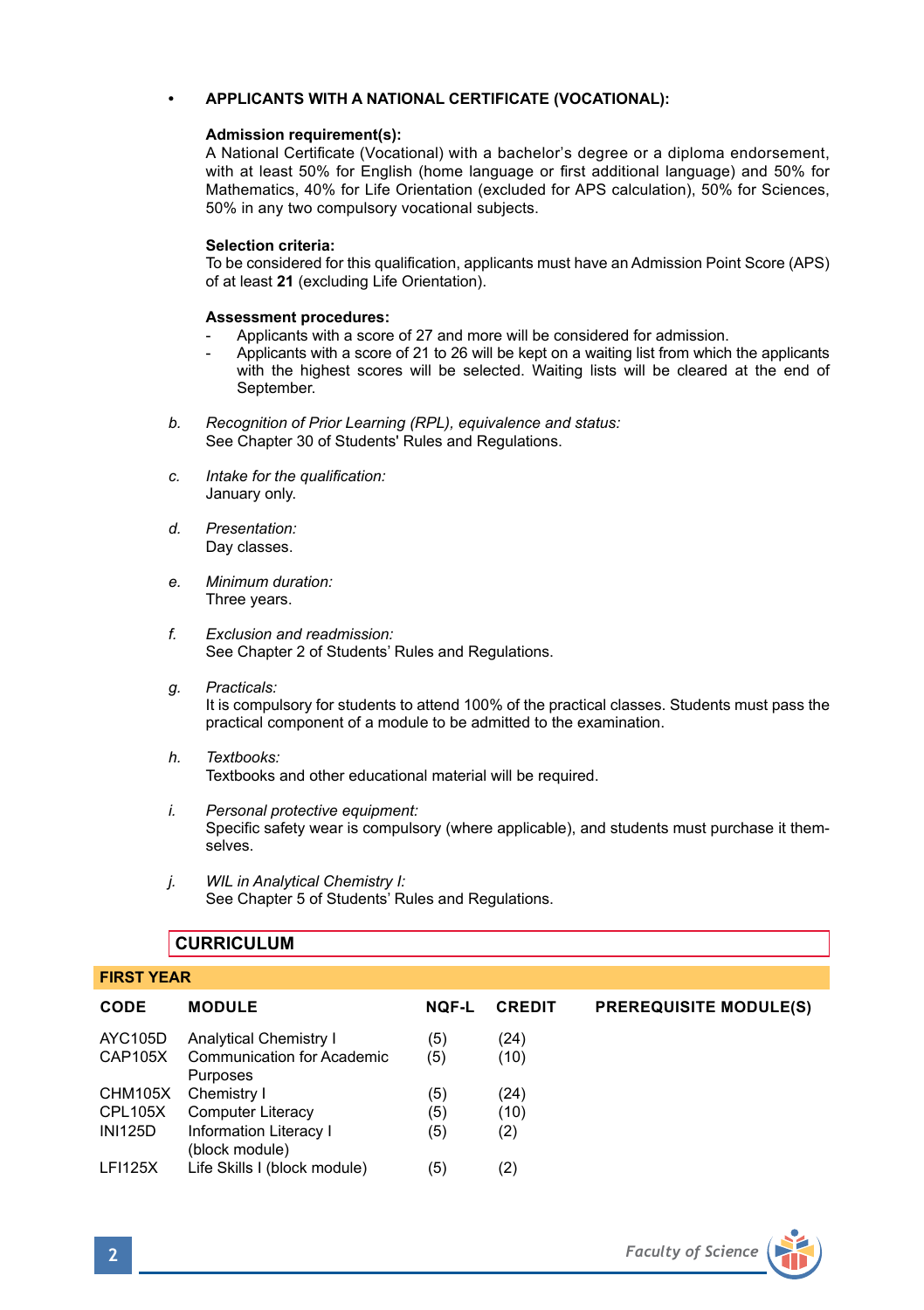- **APPLICANTS WITH A NATIONAL CERTIFICATE (VOCATIONAL):**

  **Admission requirement(s):**
  A National Certificate (Vocational) with a bachelor's degree or a diploma endorsement, with at least 50% for English (home language or first additional language) and 50% for Mathematics, 40% for Life Orientation (excluded for APS calculation), 50% for Sciences, 50% in any two compulsory vocational subjects.

  **Selection criteria:**
  To be considered for this qualification, applicants must have an Admission Point Score (APS) of at least **21** (excluding Life Orientation).

  **Assessment procedures:**
  - Applicants with a score of 27 and more will be considered for admission.
  - Applicants with a score of 21 to 26 will be kept on a waiting list from which the applicants with the highest scores will be selected. Waiting lists will be cleared at the end of September.

b. *Recognition of Prior Learning (RPL), equivalence and status:*
See Chapter 30 of Students' Rules and Regulations.

c. *Intake for the qualification:*
January only.

d. *Presentation:*
Day classes.

e. *Minimum duration:*
Three years.

f. *Exclusion and readmission:*
See Chapter 2 of Students' Rules and Regulations.

g. *Practicals:*
It is compulsory for students to attend 100% of the practical classes. Students must pass the practical component of a module to be admitted to the examination.

h. *Textbooks:*
Textbooks and other educational material will be required.

i. *Personal protective equipment:*
Specific safety wear is compulsory (where applicable), and students must purchase it themselves.

j. *WIL in Analytical Chemistry I:*
See Chapter 5 of Students' Rules and Regulations.

## CURRICULUM

### FIRST YEAR

| CODE | MODULE | NQF-L | CREDIT | PREREQUISITE MODULE(S) |
|---|---|---|---|---|
| AYC105D | Analytical Chemistry I | (5) | (24) | |
| CAP105X | Communication for Academic Purposes | (5) | (10) | |
| CHM105X | Chemistry I | (5) | (24) | |
| CPL105X | Computer Literacy | (5) | (10) | |
| INI125D | Information Literacy I (block module) | (5) | (2) | |
| LFI125X | Life Skills I (block module) | (5) | (2) | |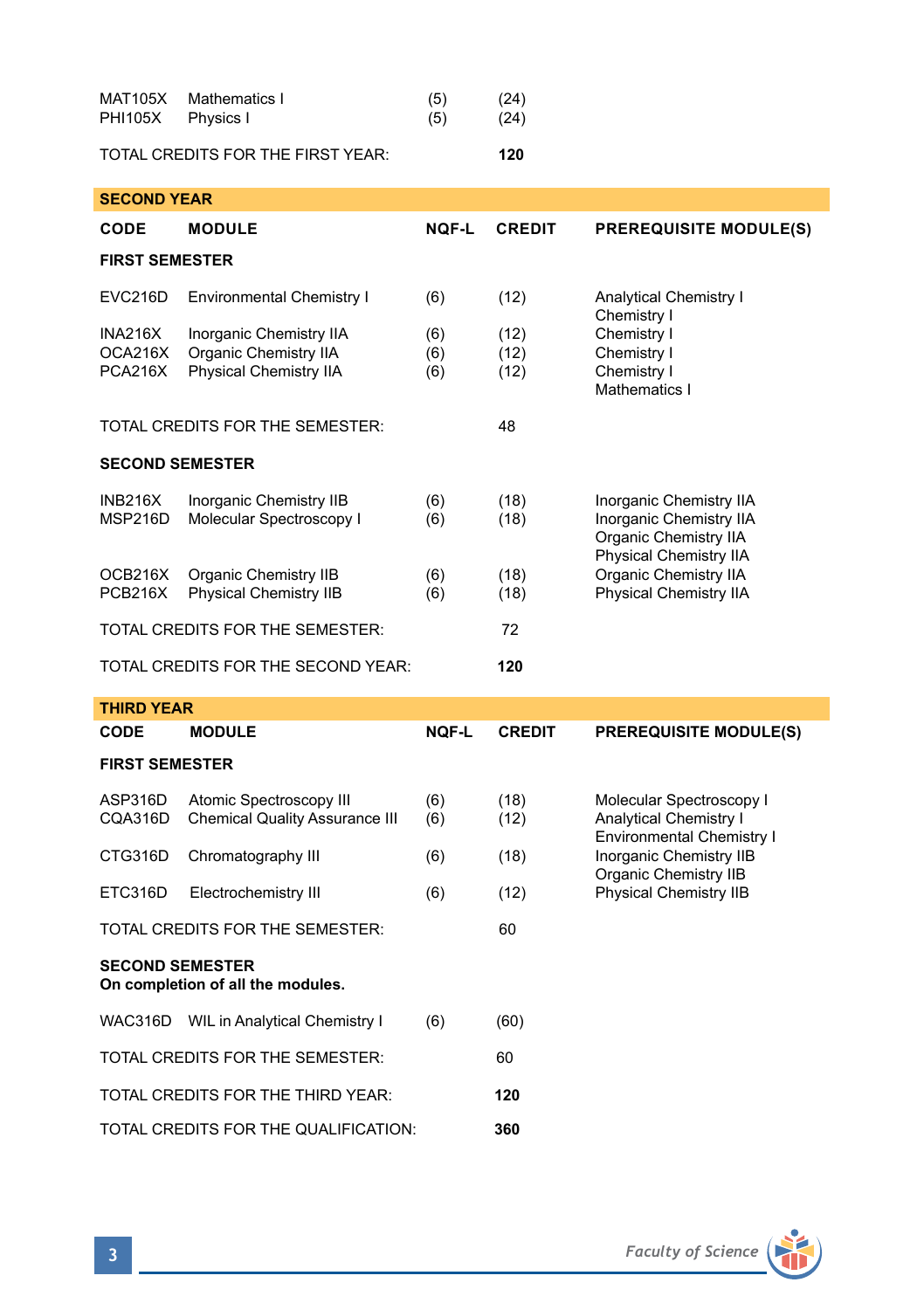| CODE | MODULE | NQF-L | CREDIT | PREREQUISITE MODULE(S) |
|---|---|---|---|---|
| MAT105X | Mathematics I | (5) | (24) | |
| PHI105X | Physics I | (5) | (24) | |
| TOTAL CREDITS FOR THE FIRST YEAR: | | | **120** | |

## SECOND YEAR

| CODE | MODULE | NQF-L | CREDIT | PREREQUISITE MODULE(S) |
|---|---|---|---|---|
| **FIRST SEMESTER** | | | | |
| EVC216D | Environmental Chemistry I | (6) | (12) | Analytical Chemistry I<br>Chemistry I |
| INA216X | Inorganic Chemistry IIA | (6) | (12) | Chemistry I |
| OCA216X | Organic Chemistry IIA | (6) | (12) | Chemistry I |
| PCA216X | Physical Chemistry IIA | (6) | (12) | Chemistry I<br>Mathematics I |
| TOTAL CREDITS FOR THE SEMESTER: | | | 48 | |
| **SECOND SEMESTER** | | | | |
| INB216X | Inorganic Chemistry IIB | (6) | (18) | Inorganic Chemistry IIA |
| MSP216D | Molecular Spectroscopy I | (6) | (18) | Inorganic Chemistry IIA<br>Organic Chemistry IIA<br>Physical Chemistry IIA |
| OCB216X | Organic Chemistry IIB | (6) | (18) | Organic Chemistry IIA |
| PCB216X | Physical Chemistry IIB | (6) | (18) | Physical Chemistry IIA |
| TOTAL CREDITS FOR THE SEMESTER: | | | 72 | |
| TOTAL CREDITS FOR THE SECOND YEAR: | | | **120** | |

## THIRD YEAR

| CODE | MODULE | NQF-L | CREDIT | PREREQUISITE MODULE(S) |
|---|---|---|---|---|
| **FIRST SEMESTER** | | | | |
| ASP316D | Atomic Spectroscopy III | (6) | (18) | Molecular Spectroscopy I |
| CQA316D | Chemical Quality Assurance III | (6) | (12) | Analytical Chemistry I<br>Environmental Chemistry I |
| CTG316D | Chromatography III | (6) | (18) | Inorganic Chemistry IIB<br>Organic Chemistry IIB |
| ETC316D | Electrochemistry III | (6) | (12) | Physical Chemistry IIB |
| TOTAL CREDITS FOR THE SEMESTER: | | | 60 | |
| **SECOND SEMESTER**<br>**On completion of all the modules.** | | | | |
| WAC316D | WIL in Analytical Chemistry I | (6) | (60) | |
| TOTAL CREDITS FOR THE SEMESTER: | | | 60 | |
| TOTAL CREDITS FOR THE THIRD YEAR: | | | **120** | |
| TOTAL CREDITS FOR THE QUALIFICATION: | | | **360** | |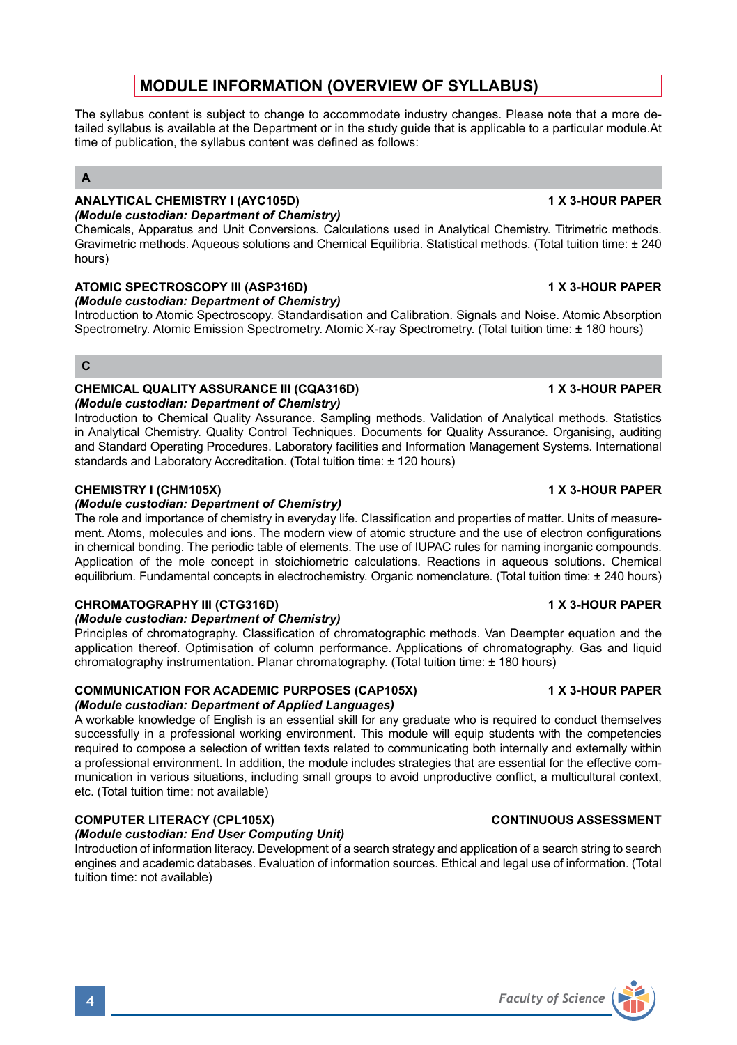# MODULE INFORMATION (OVERVIEW OF SYLLABUS)

The syllabus content is subject to change to accommodate industry changes. Please note that a more detailed syllabus is available at the Department or in the study guide that is applicable to a particular module.At time of publication, the syllabus content was defined as follows:

## A

**ANALYTICAL CHEMISTRY I (AYC105D)** **1 X 3-HOUR PAPER**
***(Module custodian: Department of Chemistry)***
Chemicals, Apparatus and Unit Conversions. Calculations used in Analytical Chemistry. Titrimetric methods. Gravimetric methods. Aqueous solutions and Chemical Equilibria. Statistical methods. (Total tuition time: ± 240 hours)

**ATOMIC SPECTROSCOPY III (ASP316D)** **1 X 3-HOUR PAPER**
***(Module custodian: Department of Chemistry)***
Introduction to Atomic Spectroscopy. Standardisation and Calibration. Signals and Noise. Atomic Absorption Spectrometry. Atomic Emission Spectrometry. Atomic X-ray Spectrometry. (Total tuition time: ± 180 hours)

## C

**CHEMICAL QUALITY ASSURANCE III (CQA316D)** **1 X 3-HOUR PAPER**
***(Module custodian: Department of Chemistry)***
Introduction to Chemical Quality Assurance. Sampling methods. Validation of Analytical methods. Statistics in Analytical Chemistry. Quality Control Techniques. Documents for Quality Assurance. Organising, auditing and Standard Operating Procedures. Laboratory facilities and Information Management Systems. International standards and Laboratory Accreditation. (Total tuition time: ± 120 hours)

**CHEMISTRY I (CHM105X)** **1 X 3-HOUR PAPER**
***(Module custodian: Department of Chemistry)***
The role and importance of chemistry in everyday life. Classification and properties of matter. Units of measurement. Atoms, molecules and ions. The modern view of atomic structure and the use of electron configurations in chemical bonding. The periodic table of elements. The use of IUPAC rules for naming inorganic compounds. Application of the mole concept in stoichiometric calculations. Reactions in aqueous solutions. Chemical equilibrium. Fundamental concepts in electrochemistry. Organic nomenclature. (Total tuition time: ± 240 hours)

**CHROMATOGRAPHY III (CTG316D)** **1 X 3-HOUR PAPER**
***(Module custodian: Department of Chemistry)***
Principles of chromatography. Classification of chromatographic methods. Van Deempter equation and the application thereof. Optimisation of column performance. Applications of chromatography. Gas and liquid chromatography instrumentation. Planar chromatography. (Total tuition time: ± 180 hours)

**COMMUNICATION FOR ACADEMIC PURPOSES (CAP105X)** **1 X 3-HOUR PAPER**
***(Module custodian: Department of Applied Languages)***
A workable knowledge of English is an essential skill for any graduate who is required to conduct themselves successfully in a professional working environment. This module will equip students with the competencies required to compose a selection of written texts related to communicating both internally and externally within a professional environment. In addition, the module includes strategies that are essential for the effective communication in various situations, including small groups to avoid unproductive conflict, a multicultural context, etc. (Total tuition time: not available)

**COMPUTER LITERACY (CPL105X)** **CONTINUOUS ASSESSMENT**
***(Module custodian: End User Computing Unit)***
Introduction of information literacy. Development of a search strategy and application of a search string to search engines and academic databases. Evaluation of information sources. Ethical and legal use of information. (Total tuition time: not available)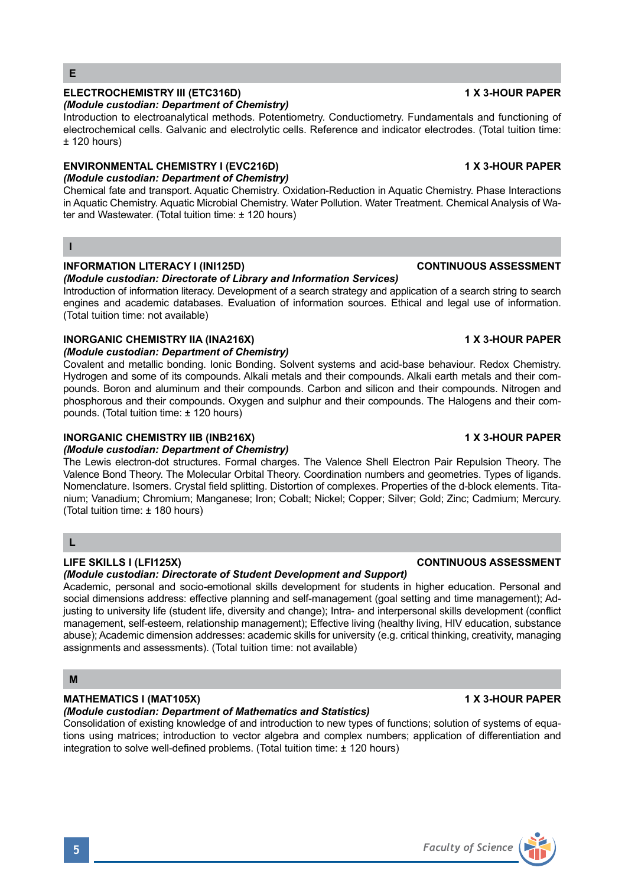## E

**ELECTROCHEMISTRY III (ETC316D)** — **1 X 3-HOUR PAPER**

***(Module custodian: Department of Chemistry)***

Introduction to electroanalytical methods. Potentiometry. Conductiometry. Fundamentals and functioning of electrochemical cells. Galvanic and electrolytic cells. Reference and indicator electrodes. (Total tuition time: ± 120 hours)

**ENVIRONMENTAL CHEMISTRY I (EVC216D)** — **1 X 3-HOUR PAPER**

***(Module custodian: Department of Chemistry)***

Chemical fate and transport. Aquatic Chemistry. Oxidation-Reduction in Aquatic Chemistry. Phase Interactions in Aquatic Chemistry. Aquatic Microbial Chemistry. Water Pollution. Water Treatment. Chemical Analysis of Water and Wastewater. (Total tuition time: ± 120 hours)

## I

**INFORMATION LITERACY I (INI125D)** — **CONTINUOUS ASSESSMENT**

***(Module custodian: Directorate of Library and Information Services)***

Introduction of information literacy. Development of a search strategy and application of a search string to search engines and academic databases. Evaluation of information sources. Ethical and legal use of information. (Total tuition time: not available)

**INORGANIC CHEMISTRY IIA (INA216X)** — **1 X 3-HOUR PAPER**

***(Module custodian: Department of Chemistry)***

Covalent and metallic bonding. Ionic Bonding. Solvent systems and acid-base behaviour. Redox Chemistry. Hydrogen and some of its compounds. Alkali metals and their compounds. Alkali earth metals and their compounds. Boron and aluminum and their compounds. Carbon and silicon and their compounds. Nitrogen and phosphorous and their compounds. Oxygen and sulphur and their compounds. The Halogens and their compounds. (Total tuition time: ± 120 hours)

**INORGANIC CHEMISTRY IIB (INB216X)** — **1 X 3-HOUR PAPER**

***(Module custodian: Department of Chemistry)***

The Lewis electron-dot structures. Formal charges. The Valence Shell Electron Pair Repulsion Theory. The Valence Bond Theory. The Molecular Orbital Theory. Coordination numbers and geometries. Types of ligands. Nomenclature. Isomers. Crystal field splitting. Distortion of complexes. Properties of the d-block elements. Titanium; Vanadium; Chromium; Manganese; Iron; Cobalt; Nickel; Copper; Silver; Gold; Zinc; Cadmium; Mercury. (Total tuition time: ± 180 hours)

## L

**LIFE SKILLS I (LFI125X)** — **CONTINUOUS ASSESSMENT**

***(Module custodian: Directorate of Student Development and Support)***

Academic, personal and socio-emotional skills development for students in higher education. Personal and social dimensions address: effective planning and self-management (goal setting and time management); Adjusting to university life (student life, diversity and change); Intra- and interpersonal skills development (conflict management, self-esteem, relationship management); Effective living (healthy living, HIV education, substance abuse); Academic dimension addresses: academic skills for university (e.g. critical thinking, creativity, managing assignments and assessments). (Total tuition time: not available)

## M

**MATHEMATICS I (MAT105X)** — **1 X 3-HOUR PAPER**

***(Module custodian: Department of Mathematics and Statistics)***

Consolidation of existing knowledge of and introduction to new types of functions; solution of systems of equations using matrices; introduction to vector algebra and complex numbers; application of differentiation and integration to solve well-defined problems. (Total tuition time: ± 120 hours)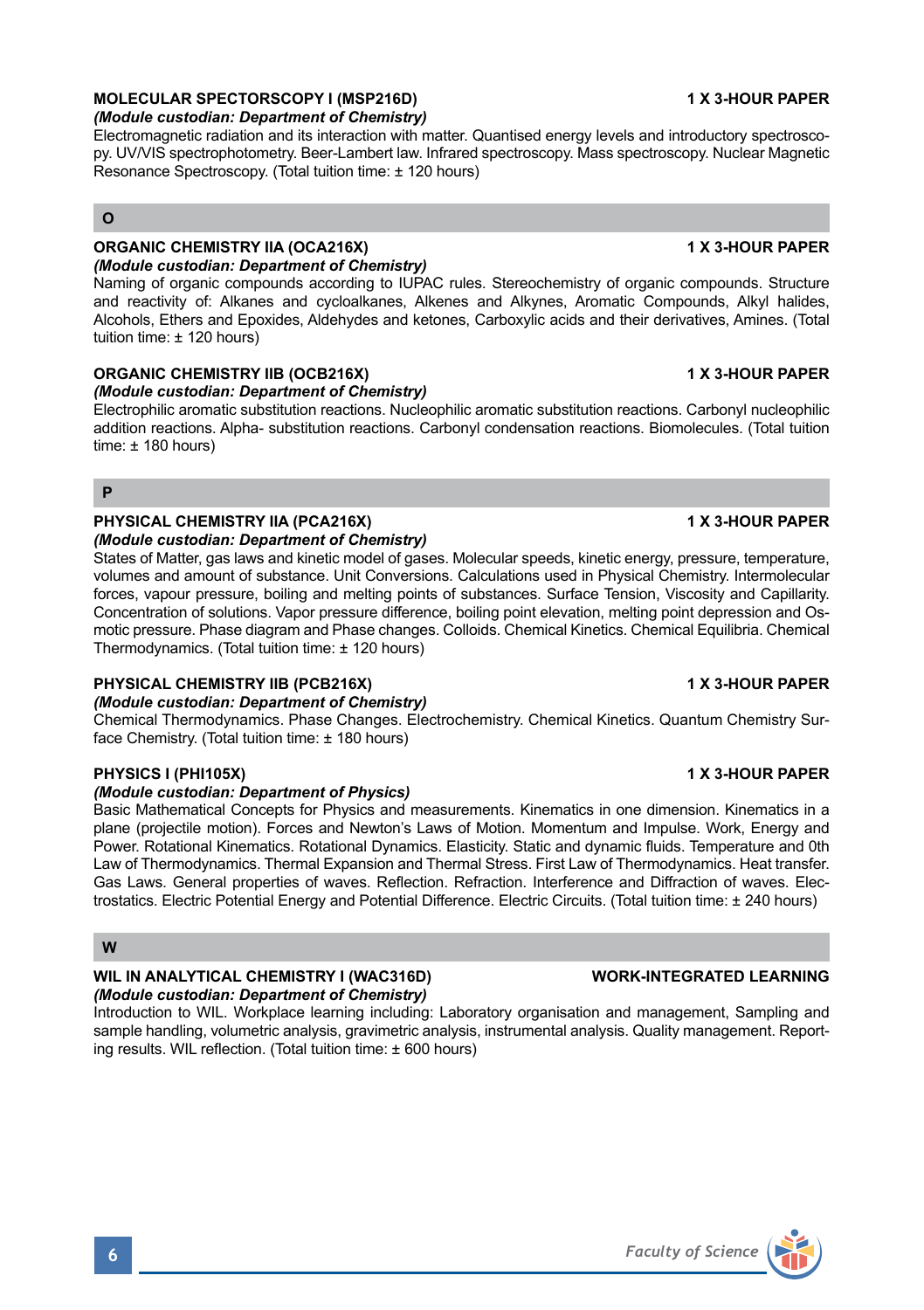**MOLECULAR SPECTORSCOPY I (MSP216D)** **1 X 3-HOUR PAPER**

***(Module custodian: Department of Chemistry)***

Electromagnetic radiation and its interaction with matter. Quantised energy levels and introductory spectroscopy. UV/VIS spectrophotometry. Beer-Lambert law. Infrared spectroscopy. Mass spectroscopy. Nuclear Magnetic Resonance Spectroscopy. (Total tuition time: ± 120 hours)

## O

**ORGANIC CHEMISTRY IIA (OCA216X)** **1 X 3-HOUR PAPER**

***(Module custodian: Department of Chemistry)***

Naming of organic compounds according to IUPAC rules. Stereochemistry of organic compounds. Structure and reactivity of: Alkanes and cycloalkanes, Alkenes and Alkynes, Aromatic Compounds, Alkyl halides, Alcohols, Ethers and Epoxides, Aldehydes and ketones, Carboxylic acids and their derivatives, Amines. (Total tuition time: ± 120 hours)

**ORGANIC CHEMISTRY IIB (OCB216X)** **1 X 3-HOUR PAPER**

***(Module custodian: Department of Chemistry)***

Electrophilic aromatic substitution reactions. Nucleophilic aromatic substitution reactions. Carbonyl nucleophilic addition reactions. Alpha- substitution reactions. Carbonyl condensation reactions. Biomolecules. (Total tuition time: ± 180 hours)

## P

**PHYSICAL CHEMISTRY IIA (PCA216X)** **1 X 3-HOUR PAPER**

***(Module custodian: Department of Chemistry)***

States of Matter, gas laws and kinetic model of gases. Molecular speeds, kinetic energy, pressure, temperature, volumes and amount of substance. Unit Conversions. Calculations used in Physical Chemistry. Intermolecular forces, vapour pressure, boiling and melting points of substances. Surface Tension, Viscosity and Capillarity. Concentration of solutions. Vapor pressure difference, boiling point elevation, melting point depression and Osmotic pressure. Phase diagram and Phase changes. Colloids. Chemical Kinetics. Chemical Equilibria. Chemical Thermodynamics. (Total tuition time: ± 120 hours)

**PHYSICAL CHEMISTRY IIB (PCB216X)** **1 X 3-HOUR PAPER**

***(Module custodian: Department of Chemistry)***

Chemical Thermodynamics. Phase Changes. Electrochemistry. Chemical Kinetics. Quantum Chemistry Surface Chemistry. (Total tuition time: ± 180 hours)

**PHYSICS I (PHI105X)** **1 X 3-HOUR PAPER**

***(Module custodian: Department of Physics)***

Basic Mathematical Concepts for Physics and measurements. Kinematics in one dimension. Kinematics in a plane (projectile motion). Forces and Newton's Laws of Motion. Momentum and Impulse. Work, Energy and Power. Rotational Kinematics. Rotational Dynamics. Elasticity. Static and dynamic fluids. Temperature and 0th Law of Thermodynamics. Thermal Expansion and Thermal Stress. First Law of Thermodynamics. Heat transfer. Gas Laws. General properties of waves. Reflection. Refraction. Interference and Diffraction of waves. Electrostatics. Electric Potential Energy and Potential Difference. Electric Circuits. (Total tuition time: ± 240 hours)

## W

**WIL IN ANALYTICAL CHEMISTRY I (WAC316D)** **WORK-INTEGRATED LEARNING**

***(Module custodian: Department of Chemistry)***

Introduction to WIL. Workplace learning including: Laboratory organisation and management, Sampling and sample handling, volumetric analysis, gravimetric analysis, instrumental analysis. Quality management. Reporting results. WIL reflection. (Total tuition time: ± 600 hours)